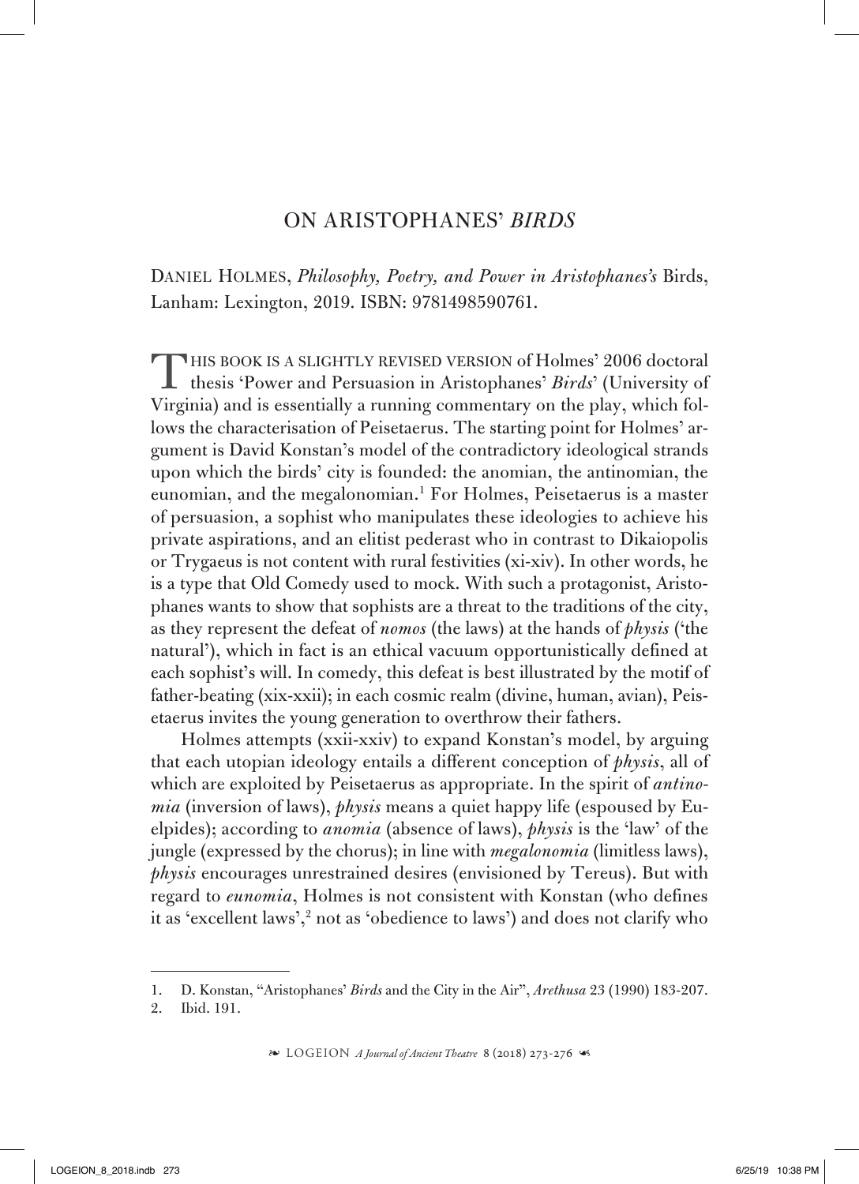# ON ARISTOPHANES' *BIRDS*

DANIEL HOLMES, *Philosophy, Poetry, and Power in Aristophanes's* Birds, Lanham: Lexington, 2019. ISBN: 9781498590761.

THIS BOOK IS A SLIGHTLY REVISED VERSION of Holmes' 2006 doctoral thesis 'Power and Persuasion in Aristophanes' *Birds*' (University of Virginia) and is essentially a running commentary on the play, which follows the characterisation of Peisetaerus. The starting point for Holmes' argument is David Konstan's model of the contradictory ideological strands upon which the birds' city is founded: the anomian, the antinomian, the eunomian, and the megalonomian.[1] For Holmes, Peisetaerus is a master of persuasion, a sophist who manipulates these ideologies to achieve his private aspirations, and an elitist pederast who in contrast to Dikaiopolis or Trygaeus is not content with rural festivities (xi-xiv). In other words, he is a type that Old Comedy used to mock. With such a protagonist, Aristophanes wants to show that sophists are a threat to the traditions of the city, as they represent the defeat of *nomos* (the laws) at the hands of *physis* ('the natural'), which in fact is an ethical vacuum opportunistically defined at each sophist's will. In comedy, this defeat is best illustrated by the motif of father-beating (xix-xxii); in each cosmic realm (divine, human, avian), Peisetaerus invites the young generation to overthrow their fathers.

Holmes attempts (xxii-xxiv) to expand Konstan's model, by arguing that each utopian ideology entails a different conception of *physis*, all of which are exploited by Peisetaerus as appropriate. In the spirit of *antinomia* (inversion of laws), *physis* means a quiet happy life (espoused by Euelpides); according to *anomia* (absence of laws), *physis* is the 'law' of the jungle (expressed by the chorus); in line with *megalonomia* (limitless laws), *physis* encourages unrestrained desires (envisioned by Tereus). But with regard to *eunomia*, Holmes is not consistent with Konstan (who defines it as 'excellent laws',[2] not as 'obedience to laws') and does not clarify who

1. D. Konstan, "Aristophanes' *Birds* and the City in the Air", *Arethusa* 23 (1990) 183-207.
2. Ibid. 191.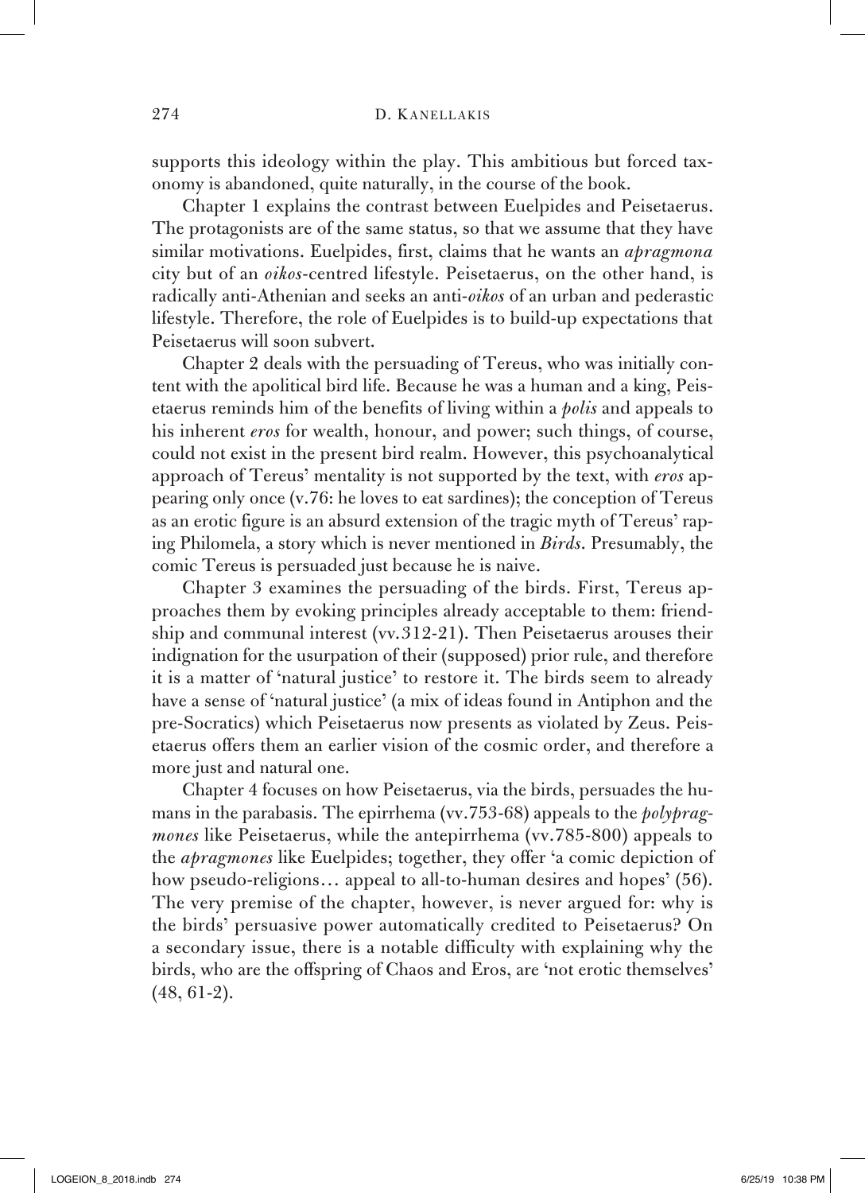supports this ideology within the play. This ambitious but forced taxonomy is abandoned, quite naturally, in the course of the book.

Chapter 1 explains the contrast between Euelpides and Peisetaerus. The protagonists are of the same status, so that we assume that they have similar motivations. Euelpides, first, claims that he wants an *apragmona* city but of an *oikos*-centred lifestyle. Peisetaerus, on the other hand, is radically anti-Athenian and seeks an anti-*oikos* of an urban and pederastic lifestyle. Therefore, the role of Euelpides is to build-up expectations that Peisetaerus will soon subvert.

Chapter 2 deals with the persuading of Tereus, who was initially content with the apolitical bird life. Because he was a human and a king, Peisetaerus reminds him of the benefits of living within a *polis* and appeals to his inherent *eros* for wealth, honour, and power; such things, of course, could not exist in the present bird realm. However, this psychoanalytical approach of Tereus' mentality is not supported by the text, with *eros* appearing only once (v.76: he loves to eat sardines); the conception of Tereus as an erotic figure is an absurd extension of the tragic myth of Tereus' raping Philomela, a story which is never mentioned in *Birds*. Presumably, the comic Tereus is persuaded just because he is naive.

Chapter 3 examines the persuading of the birds. First, Tereus approaches them by evoking principles already acceptable to them: friendship and communal interest (vv.312-21). Then Peisetaerus arouses their indignation for the usurpation of their (supposed) prior rule, and therefore it is a matter of 'natural justice' to restore it. The birds seem to already have a sense of 'natural justice' (a mix of ideas found in Antiphon and the pre-Socratics) which Peisetaerus now presents as violated by Zeus. Peisetaerus offers them an earlier vision of the cosmic order, and therefore a more just and natural one.

Chapter 4 focuses on how Peisetaerus, via the birds, persuades the humans in the parabasis. The epirrhema (vv.753-68) appeals to the *polypragmones* like Peisetaerus, while the antepirrhema (vv.785-800) appeals to the *apragmones* like Euelpides; together, they offer 'a comic depiction of how pseudo-religions… appeal to all-to-human desires and hopes' (56). The very premise of the chapter, however, is never argued for: why is the birds' persuasive power automatically credited to Peisetaerus? On a secondary issue, there is a notable difficulty with explaining why the birds, who are the offspring of Chaos and Eros, are 'not erotic themselves' (48, 61-2).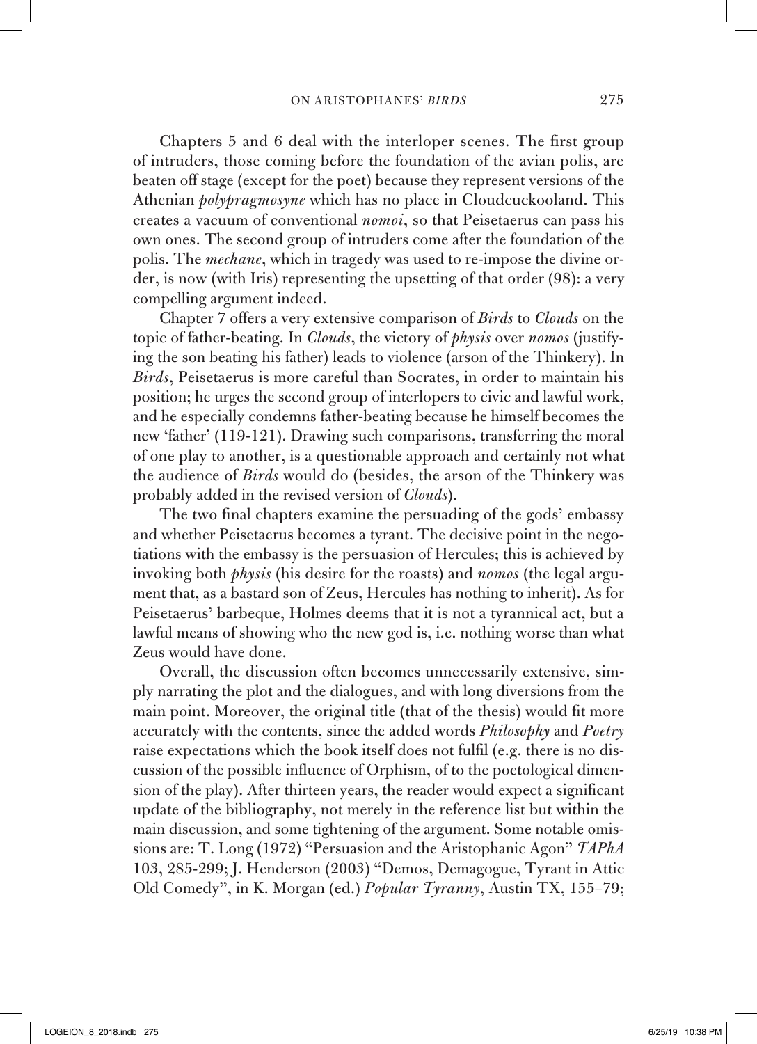Chapters 5 and 6 deal with the interloper scenes. The first group of intruders, those coming before the foundation of the avian polis, are beaten off stage (except for the poet) because they represent versions of the Athenian *polypragmosyne* which has no place in Cloudcuckooland. This creates a vacuum of conventional *nomoi*, so that Peisetaerus can pass his own ones. The second group of intruders come after the foundation of the polis. The *mechane*, which in tragedy was used to re-impose the divine order, is now (with Iris) representing the upsetting of that order (98): a very compelling argument indeed.

Chapter 7 offers a very extensive comparison of *Birds* to *Clouds* on the topic of father-beating. In *Clouds*, the victory of *physis* over *nomos* (justifying the son beating his father) leads to violence (arson of the Thinkery). In *Birds*, Peisetaerus is more careful than Socrates, in order to maintain his position; he urges the second group of interlopers to civic and lawful work, and he especially condemns father-beating because he himself becomes the new 'father' (119-121). Drawing such comparisons, transferring the moral of one play to another, is a questionable approach and certainly not what the audience of *Birds* would do (besides, the arson of the Thinkery was probably added in the revised version of *Clouds*).

The two final chapters examine the persuading of the gods' embassy and whether Peisetaerus becomes a tyrant. The decisive point in the negotiations with the embassy is the persuasion of Hercules; this is achieved by invoking both *physis* (his desire for the roasts) and *nomos* (the legal argument that, as a bastard son of Zeus, Hercules has nothing to inherit). As for Peisetaerus' barbeque, Holmes deems that it is not a tyrannical act, but a lawful means of showing who the new god is, i.e. nothing worse than what Zeus would have done.

Overall, the discussion often becomes unnecessarily extensive, simply narrating the plot and the dialogues, and with long diversions from the main point. Moreover, the original title (that of the thesis) would fit more accurately with the contents, since the added words *Philosophy* and *Poetry* raise expectations which the book itself does not fulfil (e.g. there is no discussion of the possible influence of Orphism, of to the poetological dimension of the play). After thirteen years, the reader would expect a significant update of the bibliography, not merely in the reference list but within the main discussion, and some tightening of the argument. Some notable omissions are: T. Long (1972) "Persuasion and the Aristophanic Agon" *TAPhA* 103, 285-299; J. Henderson (2003) "Demos, Demagogue, Tyrant in Attic Old Comedy", in K. Morgan (ed.) *Popular Tyranny*, Austin TX, 155–79;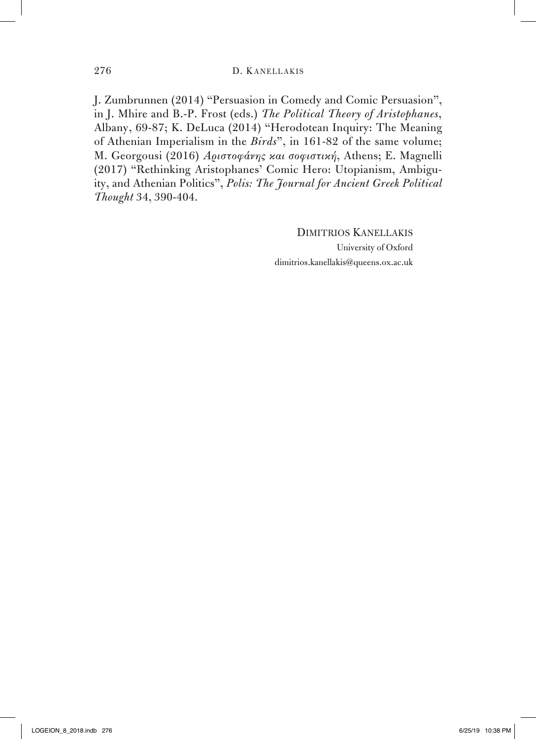J. Zumbrunnen (2014) "Persuasion in Comedy and Comic Persuasion", in J. Mhire and B.-P. Frost (eds.) *The Political Theory of Aristophanes*, Albany, 69-87; K. DeLuca (2014) "Herodotean Inquiry: The Meaning of Athenian Imperialism in the *Birds*", in 161-82 of the same volume; M. Georgousi (2016) *Αριστοφάνης και σοφιστική*, Athens; E. Magnelli (2017) "Rethinking Aristophanes' Comic Hero: Utopianism, Ambiguity, and Athenian Politics", *Polis: The Journal for Ancient Greek Political Thought* 34, 390-404.

Dimitrios Kanellakis
University of Oxford
dimitrios.kanellakis@queens.ox.ac.uk